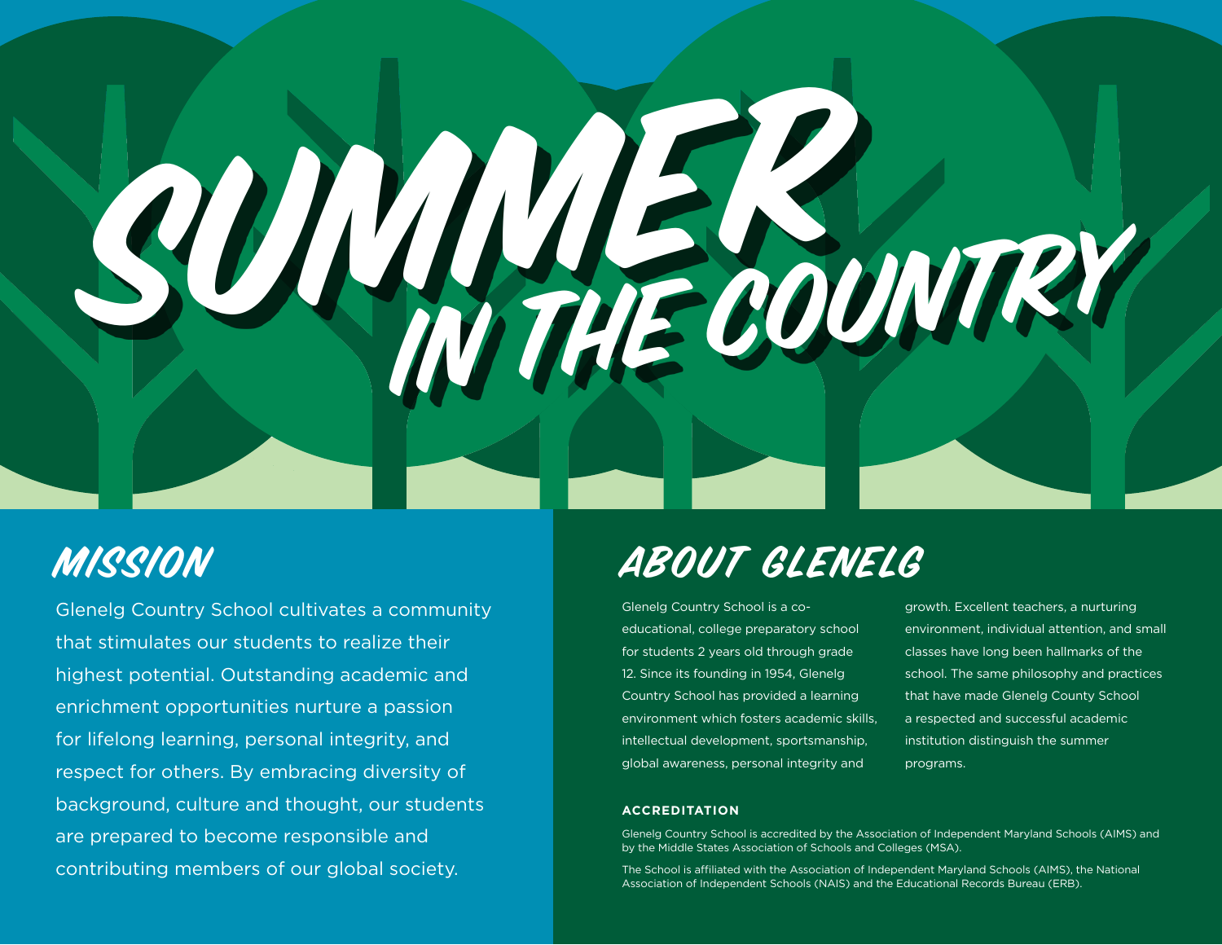# SUMMER IN THE COUNTRY

## MISSION

Glenelg Country School cultivates a community that stimulates our students to realize their highest potential. Outstanding academic and enrichment opportunities nurture a passion for lifelong learning, personal integrity, and respect for others. By embracing diversity of background, culture and thought, our students are prepared to become responsible and contributing members of our global society.

## ABOUT GLENELG

Glenelg Country School is a co-educational, college preparatory school for students 2 years old through grade 12. Since its founding in 1954, Glenelg Country School has provided a learning environment which fosters academic skills, intellectual development, sportsmanship, global awareness, personal integrity and growth. Excellent teachers, a nurturing environment, individual attention, and small classes have long been hallmarks of the school. The same philosophy and practices that have made Glenelg County School a respected and successful academic institution distinguish the summer programs.

### ACCREDITATION

Glenelg Country School is accredited by the Association of Independent Maryland Schools (AIMS) and by the Middle States Association of Schools and Colleges (MSA).

The School is affiliated with the Association of Independent Maryland Schools (AIMS), the National Association of Independent Schools (NAIS) and the Educational Records Bureau (ERB).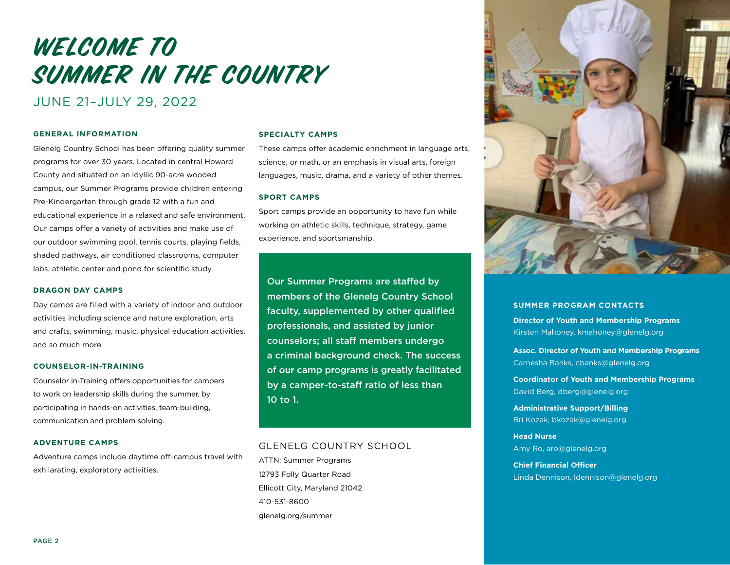# WELCOME TO SUMMER IN THE COUNTRY

JUNE 21–JULY 29, 2022

### GENERAL INFORMATION

Glenelg Country School has been offering quality summer programs for over 30 years. Located in central Howard County and situated on an idyllic 90-acre wooded campus, our Summer Programs provide children entering Pre-Kindergarten through grade 12 with a fun and educational experience in a relaxed and safe environment. Our camps offer a variety of activities and make use of our outdoor swimming pool, tennis courts, playing fields, shaded pathways, air conditioned classrooms, computer labs, athletic center and pond for scientific study.

### DRAGON DAY CAMPS

Day camps are filled with a variety of indoor and outdoor activities including science and nature exploration, arts and crafts, swimming, music, physical education activities, and so much more.

### COUNSELOR-IN-TRAINING

Counselor in-Training offers opportunities for campers to work on leadership skills during the summer, by participating in hands-on activities, team-building, communication and problem solving.

### ADVENTURE CAMPS

Adventure camps include daytime off-campus travel with exhilarating, exploratory activities.

### SPECIALTY CAMPS

These camps offer academic enrichment in language arts, science, or math, or an emphasis in visual arts, foreign languages, music, drama, and a variety of other themes.

### SPORT CAMPS

Sport camps provide an opportunity to have fun while working on athletic skills, technique, strategy, game experience, and sportsmanship.

**Our Summer Programs are staffed by members of the Glenelg Country School faculty, supplemented by other qualified professionals, and assisted by junior counselors; all staff members undergo a criminal background check. The success of our camp programs is greatly facilitated by a camper-to-staff ratio of less than 10 to 1.**

GLENELG COUNTRY SCHOOL
ATTN: Summer Programs
12793 Folly Quarter Road
Ellicott City, Maryland 21042
410-531-8600
glenelg.org/summer

### SUMMER PROGRAM CONTACTS

**Director of Youth and Membership Programs**
Kirsten Mahoney, kmahoney@glenelg.org

**Assoc. Director of Youth and Membership Programs**
Carnesha Banks, cbanks@glenelg.org

**Coordinator of Youth and Membership Programs**
David Berg, dberg@glenelg.org

**Administrative Support/Billing**
Bri Kozak, bkozak@glenelg.org

**Head Nurse**
Amy Ro, aro@glenelg.org

**Chief Financial Officer**
Linda Dennison, ldennison@glenelg.org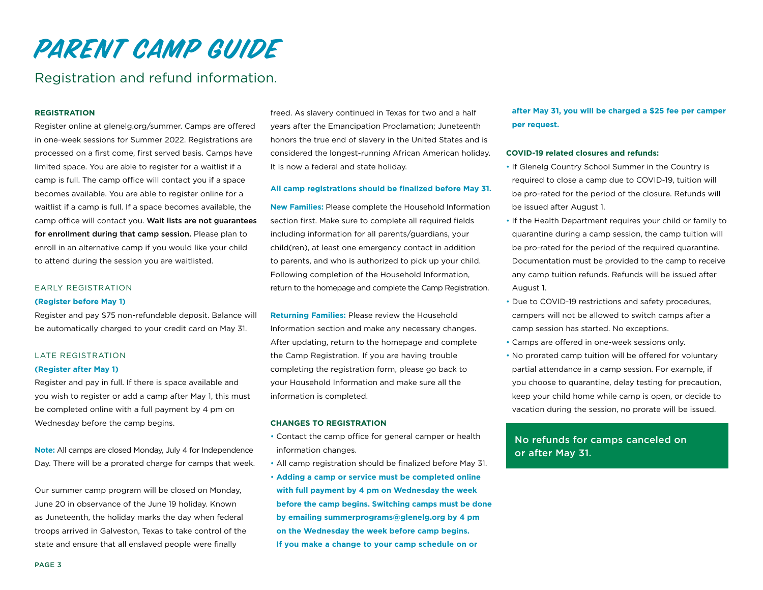# PARENT CAMP GUIDE

## Registration and refund information.

### REGISTRATION

Register online at glenelg.org/summer. Camps are offered in one-week sessions for Summer 2022. Registrations are processed on a first come, first served basis. Camps have limited space. You are able to register for a waitlist if a camp is full. The camp office will contact you if a space becomes available. You are able to register online for a waitlist if a camp is full. If a space becomes available, the camp office will contact you. **Wait lists are not guarantees for enrollment during that camp session.** Please plan to enroll in an alternative camp if you would like your child to attend during the session you are waitlisted.

### EARLY REGISTRATION

**(Register before May 1)**

Register and pay $75 non-refundable deposit. Balance will be automatically charged to your credit card on May 31.

### LATE REGISTRATION

**(Register after May 1)**

Register and pay in full. If there is space available and you wish to register or add a camp after May 1, this must be completed online with a full payment by 4 pm on Wednesday before the camp begins.

**Note:** All camps are closed Monday, July 4 for Independence Day. There will be a prorated charge for camps that week.

Our summer camp program will be closed on Monday, June 20 in observance of the June 19 holiday. Known as Juneteenth, the holiday marks the day when federal troops arrived in Galveston, Texas to take control of the state and ensure that all enslaved people were finally freed. As slavery continued in Texas for two and a half years after the Emancipation Proclamation; Juneteenth honors the true end of slavery in the United States and is considered the longest-running African American holiday. It is now a federal and state holiday.

**All camp registrations should be finalized before May 31.**

**New Families:** Please complete the Household Information section first. Make sure to complete all required fields including information for all parents/guardians, your child(ren), at least one emergency contact in addition to parents, and who is authorized to pick up your child. Following completion of the Household Information, return to the homepage and complete the Camp Registration.

**Returning Families:** Please review the Household Information section and make any necessary changes. After updating, return to the homepage and complete the Camp Registration. If you are having trouble completing the registration form, please go back to your Household Information and make sure all the information is completed.

### CHANGES TO REGISTRATION

- Contact the camp office for general camper or health information changes.
- All camp registration should be finalized before May 31.
- **Adding a camp or service must be completed online with full payment by 4 pm on Wednesday the week before the camp begins. Switching camps must be done by emailing summerprograms@glenelg.org by 4 pm on the Wednesday the week before camp begins. If you make a change to your camp schedule on or after May 31, you will be charged a $25 fee per camper per request.**

### COVID-19 related closures and refunds:

- If Glenelg Country School Summer in the Country is required to close a camp due to COVID-19, tuition will be pro-rated for the period of the closure. Refunds will be issued after August 1.
- If the Health Department requires your child or family to quarantine during a camp session, the camp tuition will be pro-rated for the period of the required quarantine. Documentation must be provided to the camp to receive any camp tuition refunds. Refunds will be issued after August 1.
- Due to COVID-19 restrictions and safety procedures, campers will not be allowed to switch camps after a camp session has started. No exceptions.
- Camps are offered in one-week sessions only.
- No prorated camp tuition will be offered for voluntary partial attendance in a camp session. For example, if you choose to quarantine, delay testing for precaution, keep your child home while camp is open, or decide to vacation during the session, no prorate will be issued.

**No refunds for camps canceled on or after May 31.**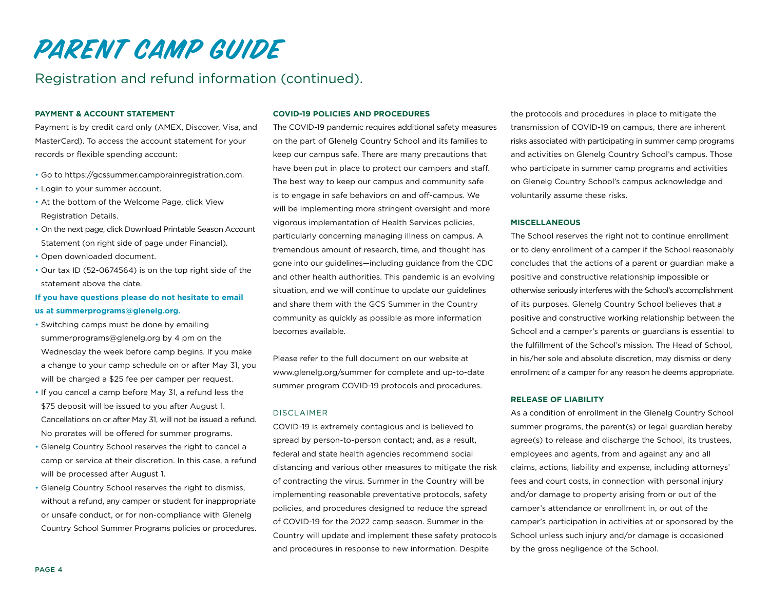# PARENT CAMP GUIDE

Registration and refund information (continued).

### PAYMENT & ACCOUNT STATEMENT

Payment is by credit card only (AMEX, Discover, Visa, and MasterCard). To access the account statement for your records or flexible spending account:

- Go to https://gcssummer.campbrainregistration.com.
- Login to your summer account.
- At the bottom of the Welcome Page, click View Registration Details.
- On the next page, click Download Printable Season Account Statement (on right side of page under Financial).
- Open downloaded document.
- Our tax ID (52-0674564) is on the top right side of the statement above the date.

**If you have questions please do not hesitate to email us at summerprograms@glenelg.org.**

- Switching camps must be done by emailing summerprograms@glenelg.org by 4 pm on the Wednesday the week before camp begins. If you make a change to your camp schedule on or after May 31, you will be charged a $25 fee per camper per request.
- If you cancel a camp before May 31, a refund less the $75 deposit will be issued to you after August 1. Cancellations on or after May 31, will not be issued a refund. No prorates will be offered for summer programs.
- Glenelg Country School reserves the right to cancel a camp or service at their discretion. In this case, a refund will be processed after August 1.
- Glenelg Country School reserves the right to dismiss, without a refund, any camper or student for inappropriate or unsafe conduct, or for non-compliance with Glenelg Country School Summer Programs policies or procedures.

### COVID-19 POLICIES AND PROCEDURES

The COVID-19 pandemic requires additional safety measures on the part of Glenelg Country School and its families to keep our campus safe. There are many precautions that have been put in place to protect our campers and staff. The best way to keep our campus and community safe is to engage in safe behaviors on and off-campus. We will be implementing more stringent oversight and more vigorous implementation of Health Services policies, particularly concerning managing illness on campus. A tremendous amount of research, time, and thought has gone into our guidelines—including guidance from the CDC and other health authorities. This pandemic is an evolving situation, and we will continue to update our guidelines and share them with the GCS Summer in the Country community as quickly as possible as more information becomes available.

Please refer to the full document on our website at www.glenelg.org/summer for complete and up-to-date summer program COVID-19 protocols and procedures.

### DISCLAIMER

COVID-19 is extremely contagious and is believed to spread by person-to-person contact; and, as a result, federal and state health agencies recommend social distancing and various other measures to mitigate the risk of contracting the virus. Summer in the Country will be implementing reasonable preventative protocols, safety policies, and procedures designed to reduce the spread of COVID-19 for the 2022 camp season. Summer in the Country will update and implement these safety protocols and procedures in response to new information. Despite the protocols and procedures in place to mitigate the transmission of COVID-19 on campus, there are inherent risks associated with participating in summer camp programs and activities on Glenelg Country School's campus. Those who participate in summer camp programs and activities on Glenelg Country School's campus acknowledge and voluntarily assume these risks.

### MISCELLANEOUS

The School reserves the right not to continue enrollment or to deny enrollment of a camper if the School reasonably concludes that the actions of a parent or guardian make a positive and constructive relationship impossible or otherwise seriously interferes with the School's accomplishment of its purposes. Glenelg Country School believes that a positive and constructive working relationship between the School and a camper's parents or guardians is essential to the fulfillment of the School's mission. The Head of School, in his/her sole and absolute discretion, may dismiss or deny enrollment of a camper for any reason he deems appropriate.

### RELEASE OF LIABILITY

As a condition of enrollment in the Glenelg Country School summer programs, the parent(s) or legal guardian hereby agree(s) to release and discharge the School, its trustees, employees and agents, from and against any and all claims, actions, liability and expense, including attorneys' fees and court costs, in connection with personal injury and/or damage to property arising from or out of the camper's attendance or enrollment in, or out of the camper's participation in activities at or sponsored by the School unless such injury and/or damage is occasioned by the gross negligence of the School.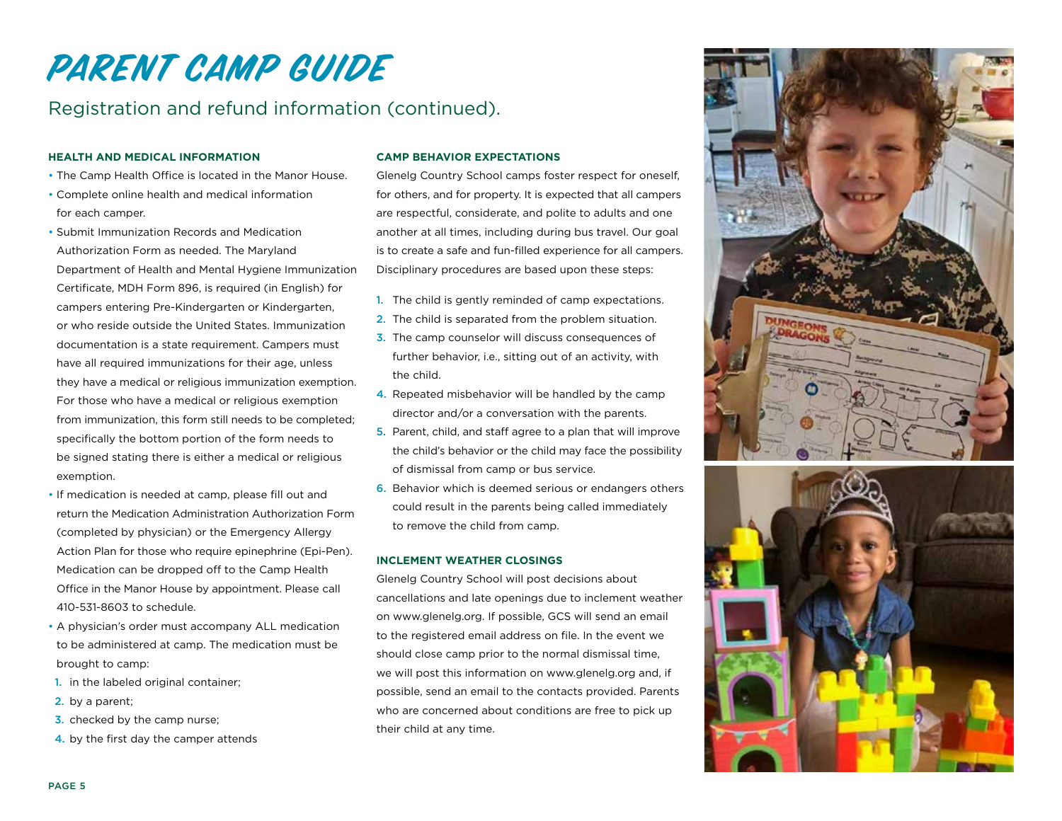# PARENT CAMP GUIDE

Registration and refund information (continued).

### HEALTH AND MEDICAL INFORMATION

- The Camp Health Office is located in the Manor House.
- Complete online health and medical information for each camper.
- Submit Immunization Records and Medication Authorization Form as needed. The Maryland Department of Health and Mental Hygiene Immunization Certificate, MDH Form 896, is required (in English) for campers entering Pre-Kindergarten or Kindergarten, or who reside outside the United States. Immunization documentation is a state requirement. Campers must have all required immunizations for their age, unless they have a medical or religious immunization exemption. For those who have a medical or religious exemption from immunization, this form still needs to be completed; specifically the bottom portion of the form needs to be signed stating there is either a medical or religious exemption.
- If medication is needed at camp, please fill out and return the Medication Administration Authorization Form (completed by physician) or the Emergency Allergy Action Plan for those who require epinephrine (Epi-Pen). Medication can be dropped off to the Camp Health Office in the Manor House by appointment. Please call 410-531-8603 to schedule.
- A physician's order must accompany ALL medication to be administered at camp. The medication must be brought to camp:
  1. in the labeled original container;
  2. by a parent;
  3. checked by the camp nurse;
  4. by the first day the camper attends

### CAMP BEHAVIOR EXPECTATIONS

Glenelg Country School camps foster respect for oneself, for others, and for property. It is expected that all campers are respectful, considerate, and polite to adults and one another at all times, including during bus travel. Our goal is to create a safe and fun-filled experience for all campers. Disciplinary procedures are based upon these steps:

1. The child is gently reminded of camp expectations.
2. The child is separated from the problem situation.
3. The camp counselor will discuss consequences of further behavior, i.e., sitting out of an activity, with the child.
4. Repeated misbehavior will be handled by the camp director and/or a conversation with the parents.
5. Parent, child, and staff agree to a plan that will improve the child's behavior or the child may face the possibility of dismissal from camp or bus service.
6. Behavior which is deemed serious or endangers others could result in the parents being called immediately to remove the child from camp.

### INCLEMENT WEATHER CLOSINGS

Glenelg Country School will post decisions about cancellations and late openings due to inclement weather on www.glenelg.org. If possible, GCS will send an email to the registered email address on file. In the event we should close camp prior to the normal dismissal time, we will post this information on www.glenelg.org and, if possible, send an email to the contacts provided. Parents who are concerned about conditions are free to pick up their child at any time.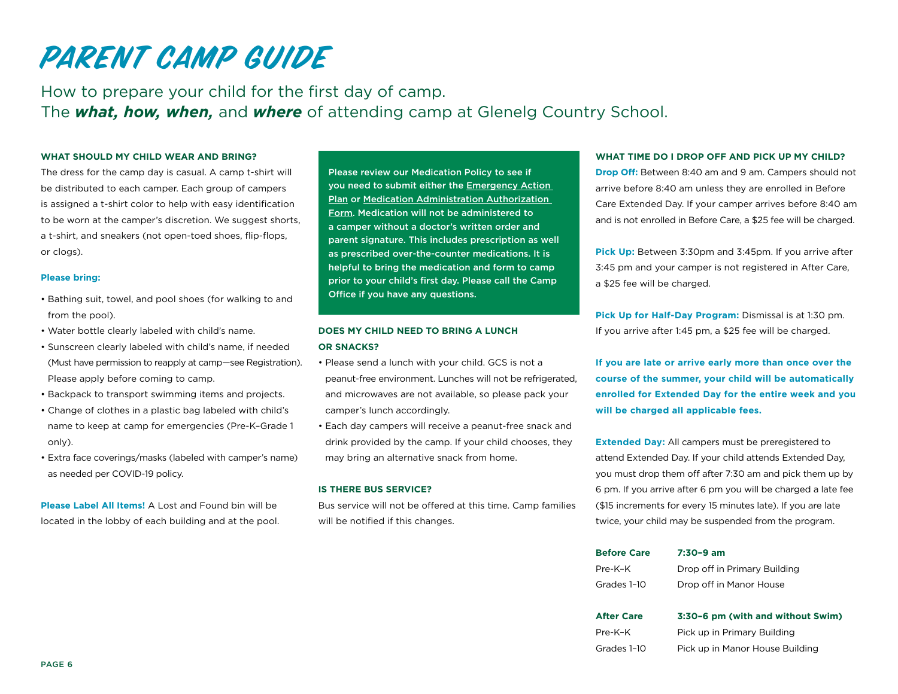# PARENT CAMP GUIDE

How to prepare your child for the first day of camp.
The ***what, how, when,*** and ***where*** of attending camp at Glenelg Country School.

### WHAT SHOULD MY CHILD WEAR AND BRING?

The dress for the camp day is casual. A camp t-shirt will be distributed to each camper. Each group of campers is assigned a t-shirt color to help with easy identification to be worn at the camper's discretion. We suggest shorts, a t-shirt, and sneakers (not open-toed shoes, flip-flops, or clogs).

**Please bring:**

- Bathing suit, towel, and pool shoes (for walking to and from the pool).
- Water bottle clearly labeled with child's name.
- Sunscreen clearly labeled with child's name, if needed (Must have permission to reapply at camp—see Registration). Please apply before coming to camp.
- Backpack to transport swimming items and projects.
- Change of clothes in a plastic bag labeled with child's name to keep at camp for emergencies (Pre-K–Grade 1 only).
- Extra face coverings/masks (labeled with camper's name) as needed per COVID-19 policy.

**Please Label All Items!** A Lost and Found bin will be located in the lobby of each building and at the pool.

**Please review our Medication Policy to see if you need to submit either the Emergency Action Plan or Medication Administration Authorization Form. Medication will not be administered to a camper without a doctor's written order and parent signature. This includes prescription as well as prescribed over-the-counter medications. It is helpful to bring the medication and form to camp prior to your child's first day. Please call the Camp Office if you have any questions.**

### DOES MY CHILD NEED TO BRING A LUNCH OR SNACKS?

- Please send a lunch with your child. GCS is not a peanut-free environment. Lunches will not be refrigerated, and microwaves are not available, so please pack your camper's lunch accordingly.
- Each day campers will receive a peanut-free snack and drink provided by the camp. If your child chooses, they may bring an alternative snack from home.

### IS THERE BUS SERVICE?

Bus service will not be offered at this time. Camp families will be notified if this changes.

### WHAT TIME DO I DROP OFF AND PICK UP MY CHILD?

**Drop Off:** Between 8:40 am and 9 am. Campers should not arrive before 8:40 am unless they are enrolled in Before Care Extended Day. If your camper arrives before 8:40 am and is not enrolled in Before Care, a $25 fee will be charged.

**Pick Up:** Between 3:30pm and 3:45pm. If you arrive after 3:45 pm and your camper is not registered in After Care, a $25 fee will be charged.

**Pick Up for Half-Day Program:** Dismissal is at 1:30 pm. If you arrive after 1:45 pm, a $25 fee will be charged.

**If you are late or arrive early more than once over the course of the summer, your child will be automatically enrolled for Extended Day for the entire week and you will be charged all applicable fees.**

**Extended Day:** All campers must be preregistered to attend Extended Day. If your child attends Extended Day, you must drop them off after 7:30 am and pick them up by 6 pm. If you arrive after 6 pm you will be charged a late fee ($15 increments for every 15 minutes late). If you are late twice, your child may be suspended from the program.

| **Before Care** | **7:30–9 am** |
|---|---|
| Pre-K–K | Drop off in Primary Building |
| Grades 1–10 | Drop off in Manor House |

| **After Care** | **3:30–6 pm (with and without Swim)** |
|---|---|
| Pre-K–K | Pick up in Primary Building |
| Grades 1–10 | Pick up in Manor House Building |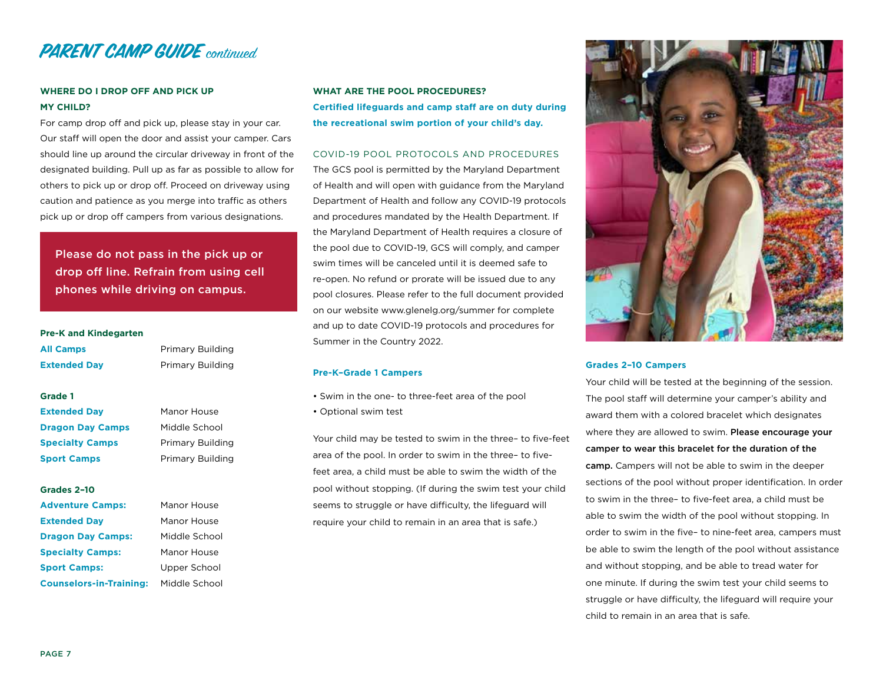# PARENT CAMP GUIDE *continued*

### WHERE DO I DROP OFF AND PICK UP MY CHILD?

For camp drop off and pick up, please stay in your car. Our staff will open the door and assist your camper. Cars should line up around the circular driveway in front of the designated building. Pull up as far as possible to allow for others to pick up or drop off. Proceed on driveway using caution and patience as you merge into traffic as others pick up or drop off campers from various designations.

> Please do not pass in the pick up or drop off line. Refrain from using cell phones while driving on campus.

**Pre-K and Kindergarten**

| | |
|---|---|
| **All Camps** | Primary Building |
| **Extended Day** | Primary Building |

**Grade 1**

| | |
|---|---|
| **Extended Day** | Manor House |
| **Dragon Day Camps** | Middle School |
| **Specialty Camps** | Primary Building |
| **Sport Camps** | Primary Building |

**Grades 2–10**

| | |
|---|---|
| **Adventure Camps:** | Manor House |
| **Extended Day** | Manor House |
| **Dragon Day Camps:** | Middle School |
| **Specialty Camps:** | Manor House |
| **Sport Camps:** | Upper School |
| **Counselors-in-Training:** | Middle School |

### WHAT ARE THE POOL PROCEDURES?

**Certified lifeguards and camp staff are on duty during the recreational swim portion of your child's day.**

#### COVID-19 POOL PROTOCOLS AND PROCEDURES

The GCS pool is permitted by the Maryland Department of Health and will open with guidance from the Maryland Department of Health and follow any COVID-19 protocols and procedures mandated by the Health Department. If the Maryland Department of Health requires a closure of the pool due to COVID-19, GCS will comply, and camper swim times will be canceled until it is deemed safe to re-open. No refund or prorate will be issued due to any pool closures. Please refer to the full document provided on our website www.glenelg.org/summer for complete and up to date COVID-19 protocols and procedures for Summer in the Country 2022.

**Pre-K–Grade 1 Campers**

- Swim in the one- to three-feet area of the pool
- Optional swim test

Your child may be tested to swim in the three– to five-feet area of the pool. In order to swim in the three– to five-feet area, a child must be able to swim the width of the pool without stopping. (If during the swim test your child seems to struggle or have difficulty, the lifeguard will require your child to remain in an area that is safe.)

**Grades 2–10 Campers**

Your child will be tested at the beginning of the session. The pool staff will determine your camper's ability and award them with a colored bracelet which designates where they are allowed to swim. **Please encourage your camper to wear this bracelet for the duration of the camp.** Campers will not be able to swim in the deeper sections of the pool without proper identification. In order to swim in the three– to five-feet area, a child must be able to swim the width of the pool without stopping. In order to swim in the five– to nine-feet area, campers must be able to swim the length of the pool without assistance and without stopping, and be able to tread water for one minute. If during the swim test your child seems to struggle or have difficulty, the lifeguard will require your child to remain in an area that is safe.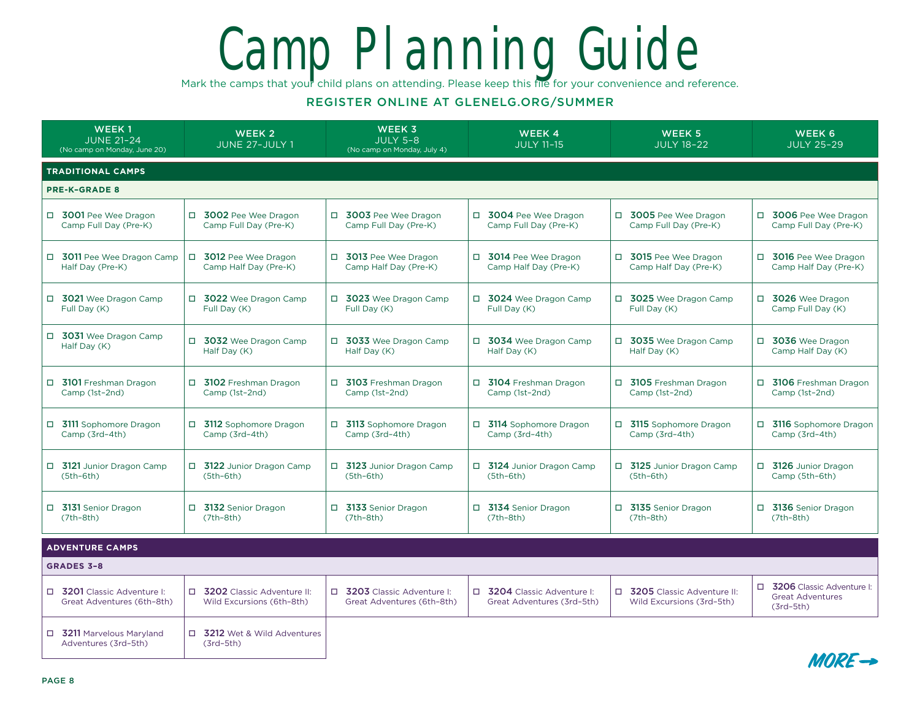# Camp Planning Guide

Mark the camps that your child plans on attending. Please keep this file for your convenience and reference.

**REGISTER ONLINE AT GLENELG.ORG/SUMMER**

| WEEK 1<br>JUNE 21–24<br>(No camp on Monday, June 20) | WEEK 2<br>JUNE 27–JULY 1 | WEEK 3<br>JULY 5–8<br>(No camp on Monday, July 4) | WEEK 4<br>JULY 11–15 | WEEK 5<br>JULY 18–22 | WEEK 6<br>JULY 25–29 |
|---|---|---|---|---|---|
| **TRADITIONAL CAMPS** | | | | | |
| **PRE-K–GRADE 8** | | | | | |
| ☐ **3001** Pee Wee Dragon Camp Full Day (Pre-K) | ☐ **3002** Pee Wee Dragon Camp Full Day (Pre-K) | ☐ **3003** Pee Wee Dragon Camp Full Day (Pre-K) | ☐ **3004** Pee Wee Dragon Camp Full Day (Pre-K) | ☐ **3005** Pee Wee Dragon Camp Full Day (Pre-K) | ☐ **3006** Pee Wee Dragon Camp Full Day (Pre-K) |
| ☐ **3011** Pee Wee Dragon Camp Half Day (Pre-K) | ☐ **3012** Pee Wee Dragon Camp Half Day (Pre-K) | ☐ **3013** Pee Wee Dragon Camp Half Day (Pre-K) | ☐ **3014** Pee Wee Dragon Camp Half Day (Pre-K) | ☐ **3015** Pee Wee Dragon Camp Half Day (Pre-K) | ☐ **3016** Pee Wee Dragon Camp Half Day (Pre-K) |
| ☐ **3021** Wee Dragon Camp Full Day (K) | ☐ **3022** Wee Dragon Camp Full Day (K) | ☐ **3023** Wee Dragon Camp Full Day (K) | ☐ **3024** Wee Dragon Camp Full Day (K) | ☐ **3025** Wee Dragon Camp Full Day (K) | ☐ **3026** Wee Dragon Camp Full Day (K) |
| ☐ **3031** Wee Dragon Camp Half Day (K) | ☐ **3032** Wee Dragon Camp Half Day (K) | ☐ **3033** Wee Dragon Camp Half Day (K) | ☐ **3034** Wee Dragon Camp Half Day (K) | ☐ **3035** Wee Dragon Camp Half Day (K) | ☐ **3036** Wee Dragon Camp Half Day (K) |
| ☐ **3101** Freshman Dragon Camp (1st–2nd) | ☐ **3102** Freshman Dragon Camp (1st–2nd) | ☐ **3103** Freshman Dragon Camp (1st–2nd) | ☐ **3104** Freshman Dragon Camp (1st–2nd) | ☐ **3105** Freshman Dragon Camp (1st–2nd) | ☐ **3106** Freshman Dragon Camp (1st–2nd) |
| ☐ **3111** Sophomore Dragon Camp (3rd–4th) | ☐ **3112** Sophomore Dragon Camp (3rd–4th) | ☐ **3113** Sophomore Dragon Camp (3rd–4th) | ☐ **3114** Sophomore Dragon Camp (3rd–4th) | ☐ **3115** Sophomore Dragon Camp (3rd–4th) | ☐ **3116** Sophomore Dragon Camp (3rd–4th) |
| ☐ **3121** Junior Dragon Camp (5th–6th) | ☐ **3122** Junior Dragon Camp (5th–6th) | ☐ **3123** Junior Dragon Camp (5th–6th) | ☐ **3124** Junior Dragon Camp (5th–6th) | ☐ **3125** Junior Dragon Camp (5th–6th) | ☐ **3126** Junior Dragon Camp (5th–6th) |
| ☐ **3131** Senior Dragon (7th–8th) | ☐ **3132** Senior Dragon (7th–8th) | ☐ **3133** Senior Dragon (7th–8th) | ☐ **3134** Senior Dragon (7th–8th) | ☐ **3135** Senior Dragon (7th–8th) | ☐ **3136** Senior Dragon (7th–8th) |
| **ADVENTURE CAMPS** | | | | | |
| **GRADES 3–8** | | | | | |
| ☐ **3201** Classic Adventure I: Great Adventures (6th–8th) | ☐ **3202** Classic Adventure II: Wild Excursions (6th–8th) | ☐ **3203** Classic Adventure I: Great Adventures (6th–8th) | ☐ **3204** Classic Adventure I: Great Adventures (3rd–5th) | ☐ **3205** Classic Adventure II: Wild Excursions (3rd–5th) | ☐ **3206** Classic Adventure I: Great Adventures (3rd–5th) |
| ☐ **3211** Marvelous Maryland Adventures (3rd–5th) | ☐ **3212** Wet & Wild Adventures (3rd–5th) | | | | |

MORE →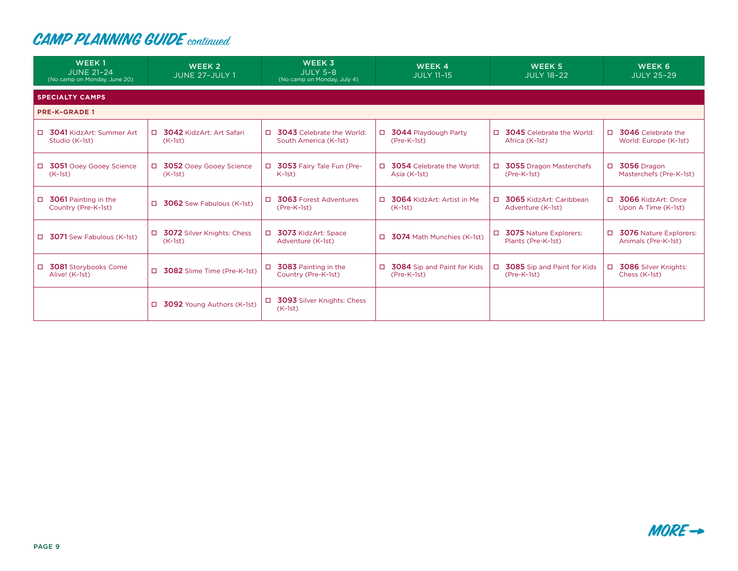# CAMP PLANNING GUIDE *continued*

| WEEK 1<br>JUNE 21–24<br>(No camp on Monday, June 20) | WEEK 2<br>JUNE 27–JULY 1 | WEEK 3<br>JULY 5–8<br>(No camp on Monday, July 4) | WEEK 4<br>JULY 11–15 | WEEK 5<br>JULY 18–22 | WEEK 6<br>JULY 25–29 |
|---|---|---|---|---|---|
| **SPECIALTY CAMPS** | | | | | |
| **PRE-K–GRADE 1** | | | | | |
| ☐ **3041** KidzArt: Summer Art Studio (K–1st) | ☐ **3042** KidzArt: Art Safari (K–1st) | ☐ **3043** Celebrate the World: South America (K–1st) | ☐ **3044** Playdough Party (Pre-K–1st) | ☐ **3045** Celebrate the World: Africa (K–1st) | ☐ **3046** Celebrate the World: Europe (K–1st) |
| ☐ **3051** Ooey Gooey Science (K–1st) | ☐ **3052** Ooey Gooey Science (K–1st) | ☐ **3053** Fairy Tale Fun (Pre-K–1st) | ☐ **3054** Celebrate the World: Asia (K–1st) | ☐ **3055** Dragon Masterchefs (Pre-K–1st) | ☐ **3056** Dragon Masterchefs (Pre-K–1st) |
| ☐ **3061** Painting in the Country (Pre-K–1st) | ☐ **3062** Sew Fabulous (K–1st) | ☐ **3063** Forest Adventures (Pre-K–1st) | ☐ **3064** KidzArt: Artist in Me (K–1st) | ☐ **3065** KidzArt: Caribbean Adventure (K–1st) | ☐ **3066** KidzArt: Once Upon A Time (K–1st) |
| ☐ **3071** Sew Fabulous (K–1st) | ☐ **3072** Silver Knights: Chess (K–1st) | ☐ **3073** KidzArt: Space Adventure (K–1st) | ☐ **3074** Math Munchies (K–1st) | ☐ **3075** Nature Explorers: Plants (Pre-K–1st) | ☐ **3076** Nature Explorers: Animals (Pre-K–1st) |
| ☐ **3081** Storybooks Come Alive! (K–1st) | ☐ **3082** Slime Time (Pre-K–1st) | ☐ **3083** Painting in the Country (Pre-K–1st) | ☐ **3084** Sip and Paint for Kids (Pre-K–1st) | ☐ **3085** Sip and Paint for Kids (Pre-K–1st) | ☐ **3086** Silver Knights: Chess (K–1st) |
| | ☐ **3092** Young Authors (K–1st) | ☐ **3093** Silver Knights: Chess (K–1st) | | | |

MORE →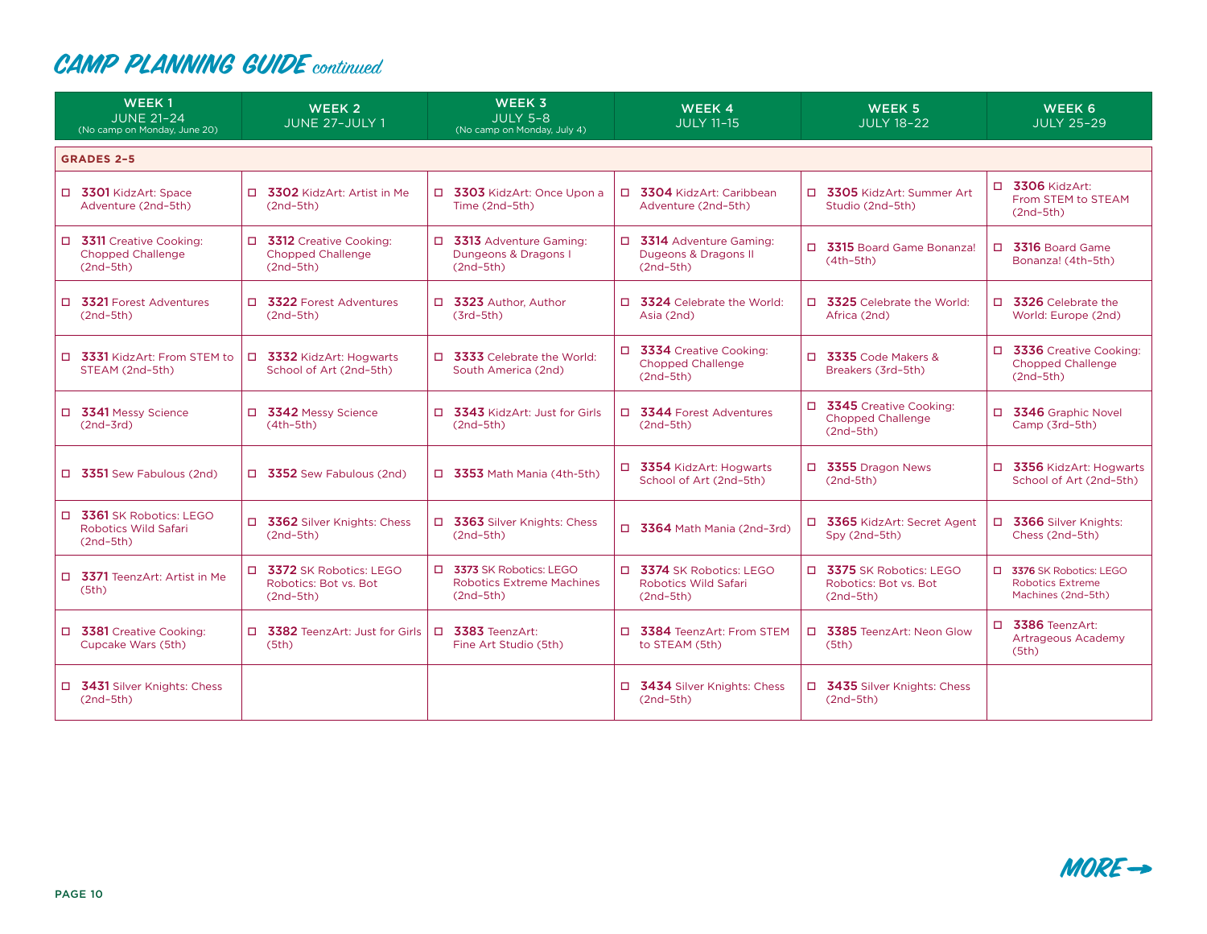# CAMP PLANNING GUIDE *continued*

| WEEK 1<br>JUNE 21–24<br>(No camp on Monday, June 20) | WEEK 2<br>JUNE 27–JULY 1 | WEEK 3<br>JULY 5–8<br>(No camp on Monday, July 4) | WEEK 4<br>JULY 11–15 | WEEK 5<br>JULY 18–22 | WEEK 6<br>JULY 25–29 |
|---|---|---|---|---|---|
| **GRADES 2–5** | | | | | |
| ☐ **3301** KidzArt: Space Adventure (2nd–5th) | ☐ **3302** KidzArt: Artist in Me (2nd–5th) | ☐ **3303** KidzArt: Once Upon a Time (2nd–5th) | ☐ **3304** KidzArt: Caribbean Adventure (2nd–5th) | ☐ **3305** KidzArt: Summer Art Studio (2nd–5th) | ☐ **3306** KidzArt: From STEM to STEAM (2nd–5th) |
| ☐ **3311** Creative Cooking: Chopped Challenge (2nd–5th) | ☐ **3312** Creative Cooking: Chopped Challenge (2nd–5th) | ☐ **3313** Adventure Gaming: Dungeons & Dragons I (2nd–5th) | ☐ **3314** Adventure Gaming: Dugeons & Dragons II (2nd–5th) | ☐ **3315** Board Game Bonanza! (4th–5th) | ☐ **3316** Board Game Bonanza! (4th–5th) |
| ☐ **3321** Forest Adventures (2nd–5th) | ☐ **3322** Forest Adventures (2nd–5th) | ☐ **3323** Author, Author (3rd–5th) | ☐ **3324** Celebrate the World: Asia (2nd) | ☐ **3325** Celebrate the World: Africa (2nd) | ☐ **3326** Celebrate the World: Europe (2nd) |
| ☐ **3331** KidzArt: From STEM to STEAM (2nd–5th) | ☐ **3332** KidzArt: Hogwarts School of Art (2nd–5th) | ☐ **3333** Celebrate the World: South America (2nd) | ☐ **3334** Creative Cooking: Chopped Challenge (2nd–5th) | ☐ **3335** Code Makers & Breakers (3rd–5th) | ☐ **3336** Creative Cooking: Chopped Challenge (2nd–5th) |
| ☐ **3341** Messy Science (2nd–3rd) | ☐ **3342** Messy Science (4th–5th) | ☐ **3343** KidzArt: Just for Girls (2nd–5th) | ☐ **3344** Forest Adventures (2nd–5th) | ☐ **3345** Creative Cooking: Chopped Challenge (2nd–5th) | ☐ **3346** Graphic Novel Camp (3rd–5th) |
| ☐ **3351** Sew Fabulous (2nd) | ☐ **3352** Sew Fabulous (2nd) | ☐ **3353** Math Mania (4th-5th) | ☐ **3354** KidzArt: Hogwarts School of Art (2nd–5th) | ☐ **3355** Dragon News (2nd–5th) | ☐ **3356** KidzArt: Hogwarts School of Art (2nd–5th) |
| ☐ **3361** SK Robotics: LEGO Robotics Wild Safari (2nd–5th) | ☐ **3362** Silver Knights: Chess (2nd–5th) | ☐ **3363** Silver Knights: Chess (2nd–5th) | ☐ **3364** Math Mania (2nd–3rd) | ☐ **3365** KidzArt: Secret Agent Spy (2nd–5th) | ☐ **3366** Silver Knights: Chess (2nd–5th) |
| ☐ **3371** TeenzArt: Artist in Me (5th) | ☐ **3372** SK Robotics: LEGO Robotics: Bot vs. Bot (2nd–5th) | ☐ **3373** SK Robotics: LEGO Robotics Extreme Machines (2nd–5th) | ☐ **3374** SK Robotics: LEGO Robotics Wild Safari (2nd–5th) | ☐ **3375** SK Robotics: LEGO Robotics: Bot vs. Bot (2nd–5th) | ☐ **3376** SK Robotics: LEGO Robotics Extreme Machines (2nd–5th) |
| ☐ **3381** Creative Cooking: Cupcake Wars (5th) | ☐ **3382** TeenzArt: Just for Girls (5th) | ☐ **3383** TeenzArt: Fine Art Studio (5th) | ☐ **3384** TeenzArt: From STEM to STEAM (5th) | ☐ **3385** TeenzArt: Neon Glow (5th) | ☐ **3386** TeenzArt: Artrageous Academy (5th) |
| ☐ **3431** Silver Knights: Chess (2nd–5th) | | | ☐ **3434** Silver Knights: Chess (2nd–5th) | ☐ **3435** Silver Knights: Chess (2nd–5th) | |

MORE →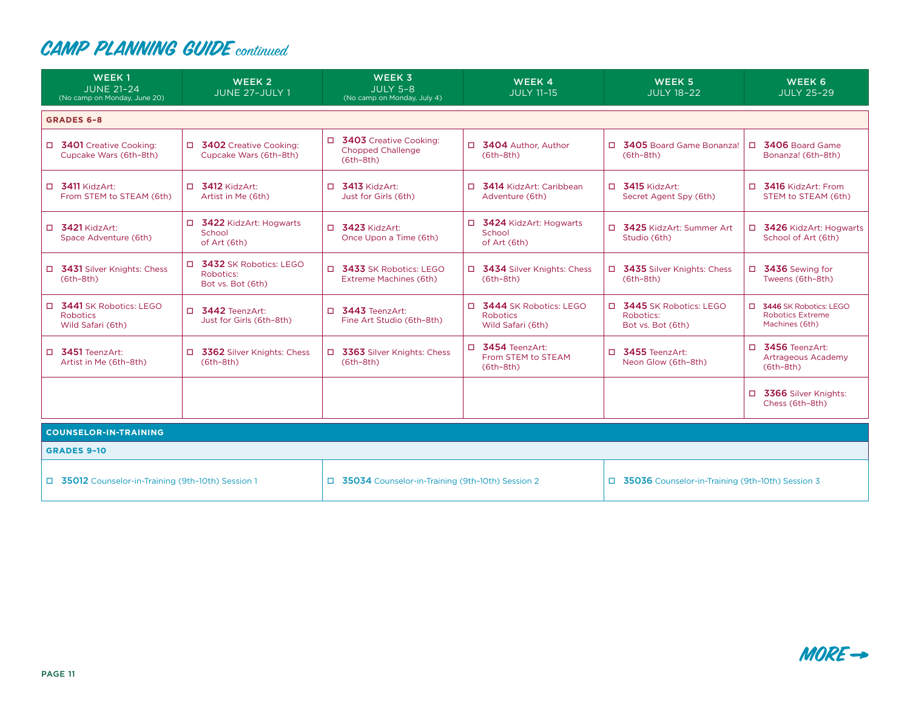# CAMP PLANNING GUIDE *continued*

| WEEK 1<br>JUNE 21–24<br>(No camp on Monday, June 20) | WEEK 2<br>JUNE 27–JULY 1 | WEEK 3<br>JULY 5–8<br>(No camp on Monday, July 4) | WEEK 4<br>JULY 11–15 | WEEK 5<br>JULY 18–22 | WEEK 6<br>JULY 25–29 |
|---|---|---|---|---|---|
| **GRADES 6–8** | | | | | |
| ☐ **3401** Creative Cooking: Cupcake Wars (6th–8th) | ☐ **3402** Creative Cooking: Cupcake Wars (6th–8th) | ☐ **3403** Creative Cooking: Chopped Challenge (6th–8th) | ☐ **3404** Author, Author (6th–8th) | ☐ **3405** Board Game Bonanza! (6th–8th) | ☐ **3406** Board Game Bonanza! (6th–8th) |
| ☐ **3411** KidzArt: From STEM to STEAM (6th) | ☐ **3412** KidzArt: Artist in Me (6th) | ☐ **3413** KidzArt: Just for Girls (6th) | ☐ **3414** KidzArt: Caribbean Adventure (6th) | ☐ **3415** KidzArt: Secret Agent Spy (6th) | ☐ **3416** KidzArt: From STEM to STEAM (6th) |
| ☐ **3421** KidzArt: Space Adventure (6th) | ☐ **3422** KidzArt: Hogwarts School of Art (6th) | ☐ **3423** KidzArt: Once Upon a Time (6th) | ☐ **3424** KidzArt: Hogwarts School of Art (6th) | ☐ **3425** KidzArt: Summer Art Studio (6th) | ☐ **3426** KidzArt: Hogwarts School of Art (6th) |
| ☐ **3431** Silver Knights: Chess (6th–8th) | ☐ **3432** SK Robotics: LEGO Robotics: Bot vs. Bot (6th) | ☐ **3433** SK Robotics: LEGO Extreme Machines (6th) | ☐ **3434** Silver Knights: Chess (6th–8th) | ☐ **3435** Silver Knights: Chess (6th–8th) | ☐ **3436** Sewing for Tweens (6th–8th) |
| ☐ **3441** SK Robotics: LEGO Robotics Wild Safari (6th) | ☐ **3442** TeenzArt: Just for Girls (6th–8th) | ☐ **3443** TeenzArt: Fine Art Studio (6th–8th) | ☐ **3444** SK Robotics: LEGO Robotics Wild Safari (6th) | ☐ **3445** SK Robotics: LEGO Robotics: Bot vs. Bot (6th) | ☐ **3446** SK Robotics: LEGO Robotics Extreme Machines (6th) |
| ☐ **3451** TeenzArt: Artist in Me (6th–8th) | ☐ **3362** Silver Knights: Chess (6th–8th) | ☐ **3363** Silver Knights: Chess (6th–8th) | ☐ **3454** TeenzArt: From STEM to STEAM (6th–8th) | ☐ **3455** TeenzArt: Neon Glow (6th–8th) | ☐ **3456** TeenzArt: Artrageous Academy (6th–8th) |
| | | | | | ☐ **3366** Silver Knights: Chess (6th–8th) |

## COUNSELOR-IN-TRAINING

### GRADES 9–10

| Weeks 1–2 | Weeks 3–4 | Weeks 5–6 |
|---|---|---|
| ☐ **35012** Counselor-in-Training (9th–10th) Session 1 | ☐ **35034** Counselor-in-Training (9th–10th) Session 2 | ☐ **35036** Counselor-in-Training (9th–10th) Session 3 |

MORE →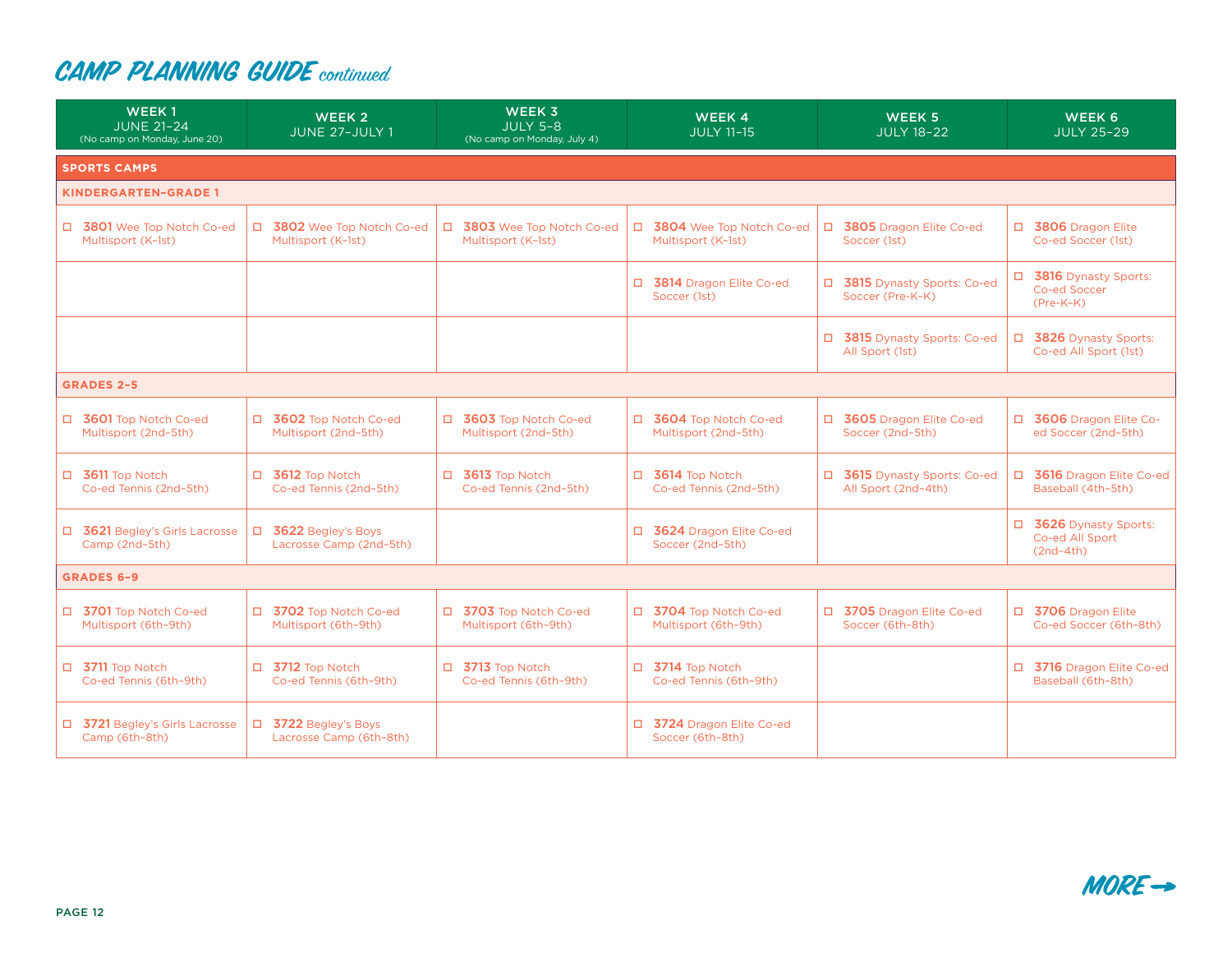# CAMP PLANNING GUIDE *continued*

| WEEK 1 JUNE 21–24 (No camp on Monday, June 20) | WEEK 2 JUNE 27–JULY 1 | WEEK 3 JULY 5–8 (No camp on Monday, July 4) | WEEK 4 JULY 11–15 | WEEK 5 JULY 18–22 | WEEK 6 JULY 25–29 |
|---|---|---|---|---|---|
| **SPORTS CAMPS** | | | | | |
| **KINDERGARTEN–GRADE 1** | | | | | |
| ☐ **3801** Wee Top Notch Co-ed Multisport (K–1st) | ☐ **3802** Wee Top Notch Co-ed Multisport (K–1st) | ☐ **3803** Wee Top Notch Co-ed Multisport (K–1st) | ☐ **3804** Wee Top Notch Co-ed Multisport (K–1st) | ☐ **3805** Dragon Elite Co-ed Soccer (1st) | ☐ **3806** Dragon Elite Co-ed Soccer (1st) |
| | | | ☐ **3814** Dragon Elite Co-ed Soccer (1st) | ☐ **3815** Dynasty Sports: Co-ed Soccer (Pre-K–K) | ☐ **3816** Dynasty Sports: Co-ed Soccer (Pre-K–K) |
| | | | | ☐ **3815** Dynasty Sports: Co-ed All Sport (1st) | ☐ **3826** Dynasty Sports: Co-ed All Sport (1st) |
| **GRADES 2–5** | | | | | |
| ☐ **3601** Top Notch Co-ed Multisport (2nd–5th) | ☐ **3602** Top Notch Co-ed Multisport (2nd–5th) | ☐ **3603** Top Notch Co-ed Multisport (2nd–5th) | ☐ **3604** Top Notch Co-ed Multisport (2nd–5th) | ☐ **3605** Dragon Elite Co-ed Soccer (2nd–5th) | ☐ **3606** Dragon Elite Co-ed Soccer (2nd–5th) |
| ☐ **3611** Top Notch Co-ed Tennis (2nd–5th) | ☐ **3612** Top Notch Co-ed Tennis (2nd–5th) | ☐ **3613** Top Notch Co-ed Tennis (2nd–5th) | ☐ **3614** Top Notch Co-ed Tennis (2nd–5th) | ☐ **3615** Dynasty Sports: Co-ed All Sport (2nd–4th) | ☐ **3616** Dragon Elite Co-ed Baseball (4th–5th) |
| ☐ **3621** Begley's Girls Lacrosse Camp (2nd–5th) | ☐ **3622** Begley's Boys Lacrosse Camp (2nd–5th) | | ☐ **3624** Dragon Elite Co-ed Soccer (2nd–5th) | | ☐ **3626** Dynasty Sports: Co-ed All Sport (2nd–4th) |
| **GRADES 6–9** | | | | | |
| ☐ **3701** Top Notch Co-ed Multisport (6th–9th) | ☐ **3702** Top Notch Co-ed Multisport (6th–9th) | ☐ **3703** Top Notch Co-ed Multisport (6th–9th) | ☐ **3704** Top Notch Co-ed Multisport (6th–9th) | ☐ **3705** Dragon Elite Co-ed Soccer (6th–8th) | ☐ **3706** Dragon Elite Co-ed Soccer (6th–8th) |
| ☐ **3711** Top Notch Co-ed Tennis (6th–9th) | ☐ **3712** Top Notch Co-ed Tennis (6th–9th) | ☐ **3713** Top Notch Co-ed Tennis (6th–9th) | ☐ **3714** Top Notch Co-ed Tennis (6th–9th) | | ☐ **3716** Dragon Elite Co-ed Baseball (6th–8th) |
| ☐ **3721** Begley's Girls Lacrosse Camp (6th–8th) | ☐ **3722** Begley's Boys Lacrosse Camp (6th–8th) | | ☐ **3724** Dragon Elite Co-ed Soccer (6th–8th) | | |

MORE →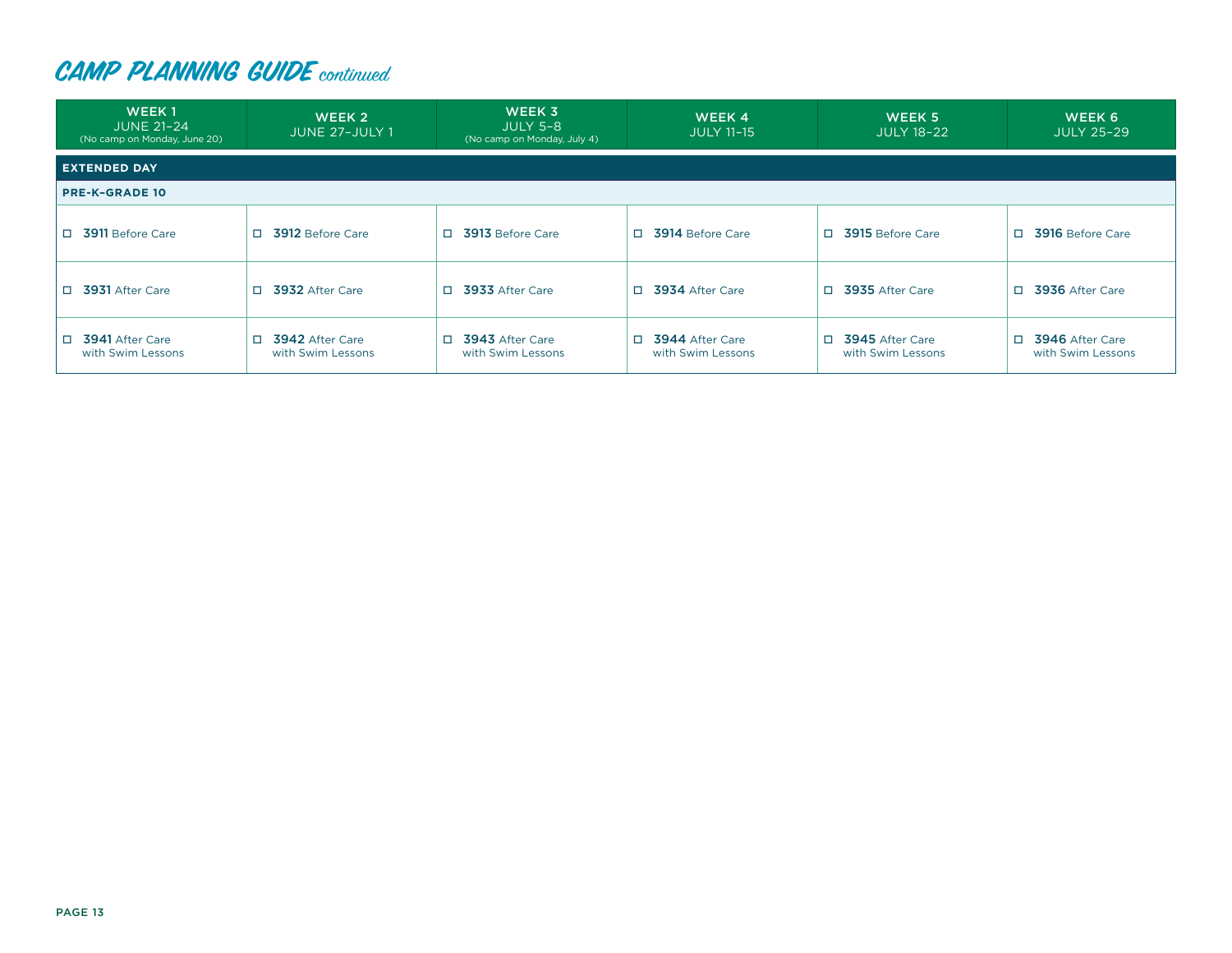# CAMP PLANNING GUIDE *continued*

| WEEK 1<br>JUNE 21–24<br>(No camp on Monday, June 20) | WEEK 2<br>JUNE 27–JULY 1 | WEEK 3<br>JULY 5–8<br>(No camp on Monday, July 4) | WEEK 4<br>JULY 11–15 | WEEK 5<br>JULY 18–22 | WEEK 6<br>JULY 25–29 |
|---|---|---|---|---|---|
| **EXTENDED DAY** | | | | | |
| **PRE-K–GRADE 10** | | | | | |
| ☐ **3911** Before Care | ☐ **3912** Before Care | ☐ **3913** Before Care | ☐ **3914** Before Care | ☐ **3915** Before Care | ☐ **3916** Before Care |
| ☐ **3931** After Care | ☐ **3932** After Care | ☐ **3933** After Care | ☐ **3934** After Care | ☐ **3935** After Care | ☐ **3936** After Care |
| ☐ **3941** After Care with Swim Lessons | ☐ **3942** After Care with Swim Lessons | ☐ **3943** After Care with Swim Lessons | ☐ **3944** After Care with Swim Lessons | ☐ **3945** After Care with Swim Lessons | ☐ **3946** After Care with Swim Lessons |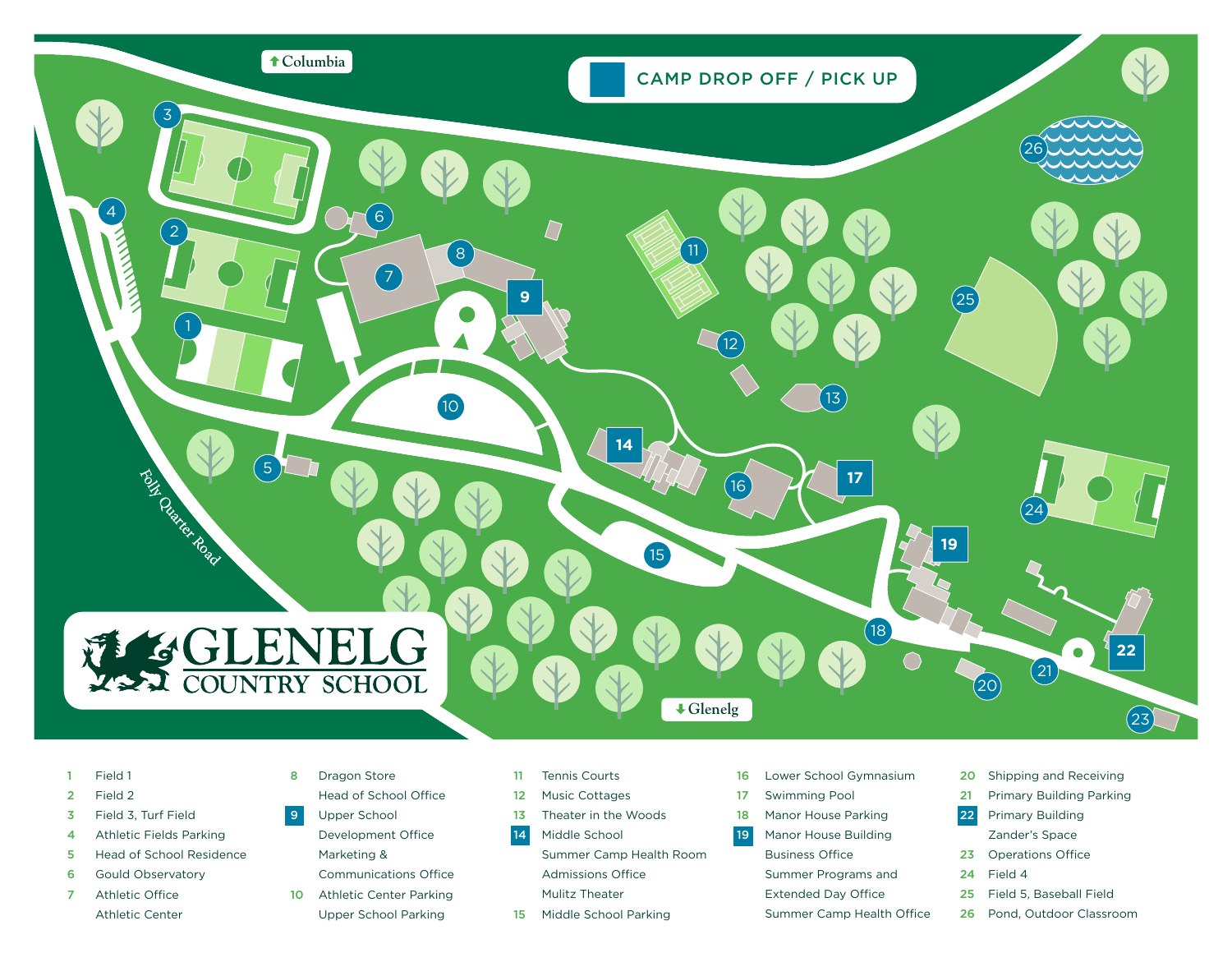Columbia

CAMP DROP OFF / PICK UP

Folly Quarter Road

GLENELG COUNTRY SCHOOL

Glenelg

1 Field 1
2 Field 2
3 Field 3, Turf Field
4 Athletic Fields Parking
5 Head of School Residence
6 Gould Observatory
7 Athletic Office
Athletic Center
8 Dragon Store
Head of School Office
9 Upper School
Development Office
Marketing & Communications Office
10 Athletic Center Parking
Upper School Parking
11 Tennis Courts
12 Music Cottages
13 Theater in the Woods
14 Middle School
Summer Camp Health Room
Admissions Office
Mulitz Theater
15 Middle School Parking
16 Lower School Gymnasium
17 Swimming Pool
18 Manor House Parking
19 Manor House Building
Business Office
Summer Programs and Extended Day Office
Summer Camp Health Office
20 Shipping and Receiving
21 Primary Building Parking
22 Primary Building
Zander's Space
23 Operations Office
24 Field 4
25 Field 5, Baseball Field
26 Pond, Outdoor Classroom